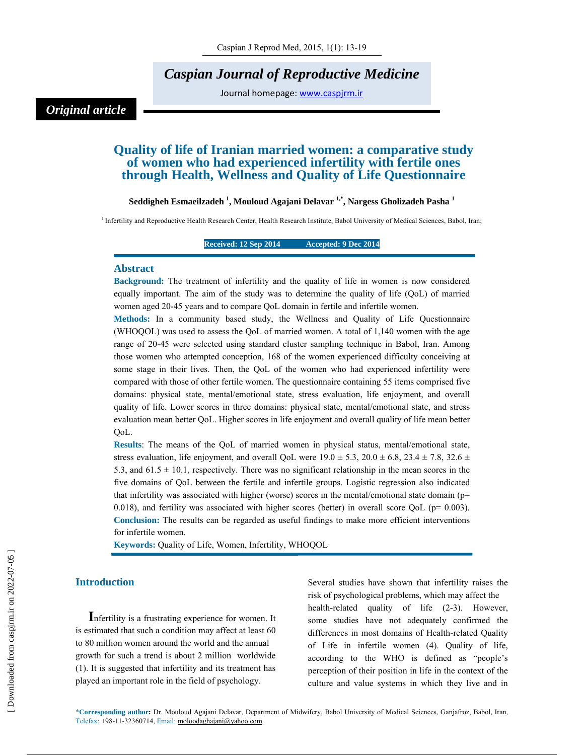Original article

# Quality of life of Iranian married women: a comparative study of women who had experienced infertility with fertile ones through Health, Wellness and Quality of Life Questionnaire

**Seddigheh Esmaeilzadeh [1], Mouloud Agajani Delavar [1,*], Nargess Gholizadeh Pasha [1]**

[1] Infertility and Reproductive Health Research Center, Health Research Institute, Babol University of Medical Sciences, Babol, Iran;

**Received: 12 Sep 2014 Accepted: 9 Dec 2014**

## Abstract

**Background:** The treatment of infertility and the quality of life in women is now considered equally important. The aim of the study was to determine the quality of life (QoL) of married women aged 20-45 years and to compare QoL domain in fertile and infertile women.

**Methods:** In a community based study, the Wellness and Quality of Life Questionnaire (WHOQOL) was used to assess the QoL of married women. A total of 1,140 women with the age range of 20-45 were selected using standard cluster sampling technique in Babol, Iran. Among those women who attempted conception, 168 of the women experienced difficulty conceiving at some stage in their lives. Then, the QoL of the women who had experienced infertility were compared with those of other fertile women. The questionnaire containing 55 items comprised five domains: physical state, mental/emotional state, stress evaluation, life enjoyment, and overall quality of life. Lower scores in three domains: physical state, mental/emotional state, and stress evaluation mean better QoL. Higher scores in life enjoyment and overall quality of life mean better QoL.

**Results**: The means of the QoL of married women in physical status, mental/emotional state, stress evaluation, life enjoyment, and overall QoL were 19.0 ± 5.3, 20.0 ± 6.8, 23.4 ± 7.8, 32.6 ± 5.3, and 61.5 ± 10.1, respectively. There was no significant relationship in the mean scores in the five domains of QoL between the fertile and infertile groups. Logistic regression also indicated that infertility was associated with higher (worse) scores in the mental/emotional state domain ($p = 0.018$), and fertility was associated with higher scores (better) in overall score QoL ($p = 0.003$).

**Conclusion:** The results can be regarded as useful findings to make more efficient interventions for infertile women.

**Keywords:** Quality of Life, Women, Infertility, WHOQOL

## Introduction

Infertility is a frustrating experience for women. It is estimated that such a condition may affect at least 60 to 80 million women around the world and the annual growth for such a trend is about 2 million worldwide (1). It is suggested that infertility and its treatment has played an important role in the field of psychology.

Several studies have shown that infertility raises the risk of psychological problems, which may affect the health-related quality of life (2-3). However, some studies have not adequately confirmed the differences in most domains of Health-related Quality of Life in infertile women (4). Quality of life, according to the WHO is defined as "people's perception of their position in life in the context of the culture and value systems in which they live and in

*__Corresponding author:__ Dr. Mouloud Agajani Delavar, Department of Midwifery, Babol University of Medical Sciences, Ganjafroz, Babol, Iran, Telefax: +98-11-32360714, Email: moloodaghajani@yahoo.com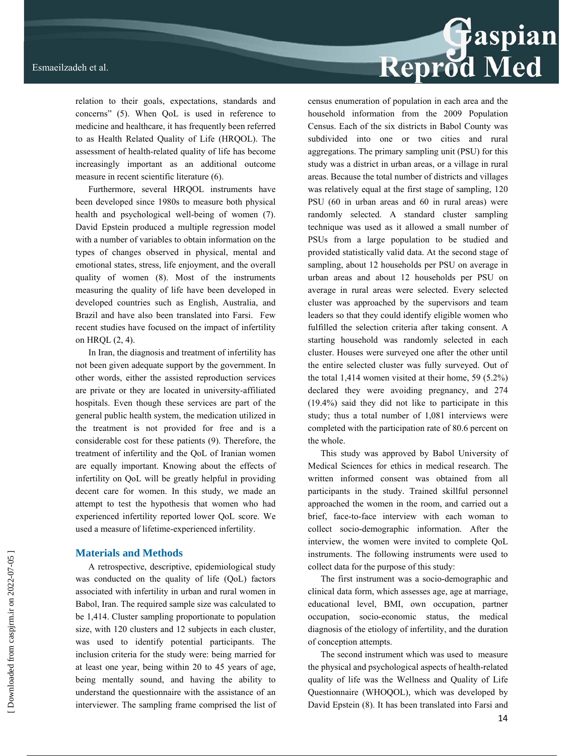relation to their goals, expectations, standards and concerns" (5). When QoL is used in reference to medicine and healthcare, it has frequently been referred to as Health Related Quality of Life (HRQOL). The assessment of health-related quality of life has become increasingly important as an additional outcome measure in recent scientific literature (6).

Furthermore, several HRQOL instruments have been developed since 1980s to measure both physical health and psychological well-being of women (7). David Epstein produced a multiple regression model with a number of variables to obtain information on the types of changes observed in physical, mental and emotional states, stress, life enjoyment, and the overall quality of women (8). Most of the instruments measuring the quality of life have been developed in developed countries such as English, Australia, and Brazil and have also been translated into Farsi. Few recent studies have focused on the impact of infertility on HRQL (2, 4).

In Iran, the diagnosis and treatment of infertility has not been given adequate support by the government. In other words, either the assisted reproduction services are private or they are located in university-affiliated hospitals. Even though these services are part of the general public health system, the medication utilized in the treatment is not provided for free and is a considerable cost for these patients (9). Therefore, the treatment of infertility and the QoL of Iranian women are equally important. Knowing about the effects of infertility on QoL will be greatly helpful in providing decent care for women. In this study, we made an attempt to test the hypothesis that women who had experienced infertility reported lower QoL score. We used a measure of lifetime-experienced infertility.

## Materials and Methods

A retrospective, descriptive, epidemiological study was conducted on the quality of life (QoL) factors associated with infertility in urban and rural women in Babol, Iran. The required sample size was calculated to be 1,414. Cluster sampling proportionate to population size, with 120 clusters and 12 subjects in each cluster, was used to identify potential participants. The inclusion criteria for the study were: being married for at least one year, being within 20 to 45 years of age, being mentally sound, and having the ability to understand the questionnaire with the assistance of an interviewer. The sampling frame comprised the list of census enumeration of population in each area and the household information from the 2009 Population Census. Each of the six districts in Babol County was subdivided into one or two cities and rural aggregations. The primary sampling unit (PSU) for this study was a district in urban areas, or a village in rural areas. Because the total number of districts and villages was relatively equal at the first stage of sampling, 120 PSU (60 in urban areas and 60 in rural areas) were randomly selected. A standard cluster sampling technique was used as it allowed a small number of PSUs from a large population to be studied and provided statistically valid data. At the second stage of sampling, about 12 households per PSU on average in urban areas and about 12 households per PSU on average in rural areas were selected. Every selected cluster was approached by the supervisors and team leaders so that they could identify eligible women who fulfilled the selection criteria after taking consent. A starting household was randomly selected in each cluster. Houses were surveyed one after the other until the entire selected cluster was fully surveyed. Out of the total 1,414 women visited at their home, 59 (5.2%) declared they were avoiding pregnancy, and 274 (19.4%) said they did not like to participate in this study; thus a total number of 1,081 interviews were completed with the participation rate of 80.6 percent on the whole.

This study was approved by Babol University of Medical Sciences for ethics in medical research. The written informed consent was obtained from all participants in the study. Trained skillful personnel approached the women in the room, and carried out a brief, face-to-face interview with each woman to collect socio-demographic information. After the interview, the women were invited to complete QoL instruments. The following instruments were used to collect data for the purpose of this study:

The first instrument was a socio-demographic and clinical data form, which assesses age, age at marriage, educational level, BMI, own occupation, partner occupation, socio-economic status, the medical diagnosis of the etiology of infertility, and the duration of conception attempts.

The second instrument which was used to measure the physical and psychological aspects of health-related quality of life was the Wellness and Quality of Life Questionnaire (WHOQOL), which was developed by David Epstein (8). It has been translated into Farsi and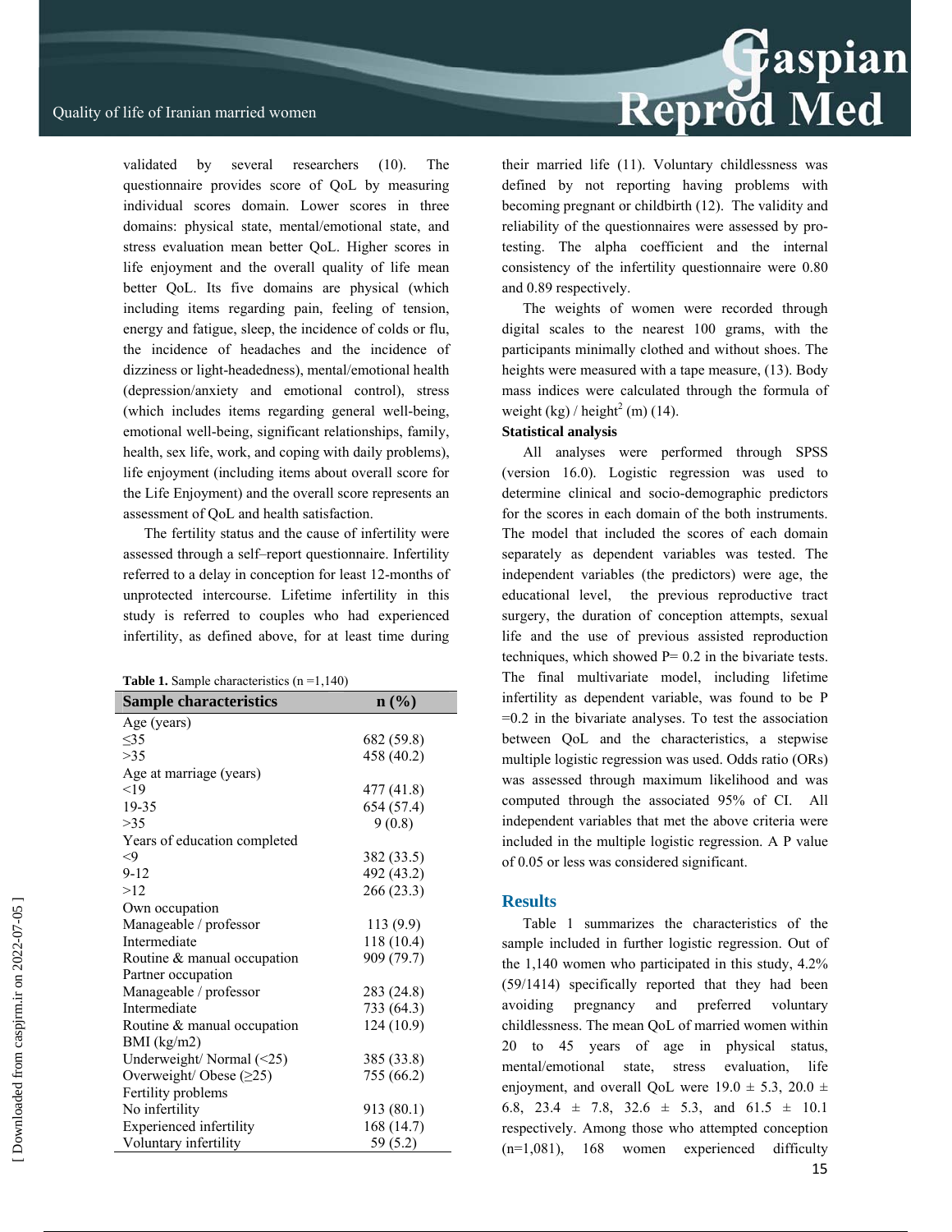validated by several researchers (10). The questionnaire provides score of QoL by measuring individual scores domain. Lower scores in three domains: physical state, mental/emotional state, and stress evaluation mean better QoL. Higher scores in life enjoyment and the overall quality of life mean better QoL. Its five domains are physical (which including items regarding pain, feeling of tension, energy and fatigue, sleep, the incidence of colds or flu, the incidence of headaches and the incidence of dizziness or light-headedness), mental/emotional health (depression/anxiety and emotional control), stress (which includes items regarding general well-being, emotional well-being, significant relationships, family, health, sex life, work, and coping with daily problems), life enjoyment (including items about overall score for the Life Enjoyment) and the overall score represents an assessment of QoL and health satisfaction.

The fertility status and the cause of infertility were assessed through a self–report questionnaire. Infertility referred to a delay in conception for least 12-months of unprotected intercourse. Lifetime infertility in this study is referred to couples who had experienced infertility, as defined above, for at least time during their married life (11). Voluntary childlessness was defined by not reporting having problems with becoming pregnant or childbirth (12). The validity and reliability of the questionnaires were assessed by pro-testing. The alpha coefficient and the internal consistency of the infertility questionnaire were 0.80 and 0.89 respectively.

The weights of women were recorded through digital scales to the nearest 100 grams, with the participants minimally clothed and without shoes. The heights were measured with a tape measure, (13). Body mass indices were calculated through the formula of weight (kg) / height$^2$ (m) (14).

**Statistical analysis**

All analyses were performed through SPSS (version 16.0). Logistic regression was used to determine clinical and socio-demographic predictors for the scores in each domain of the both instruments. The model that included the scores of each domain separately as dependent variables was tested. The independent variables (the predictors) were age, the educational level, the previous reproductive tract surgery, the duration of conception attempts, sexual life and the use of previous assisted reproduction techniques, which showed P= 0.2 in the bivariate tests. The final multivariate model, including lifetime infertility as dependent variable, was found to be P =0.2 in the bivariate analyses. To test the association between QoL and the characteristics, a stepwise multiple logistic regression was used. Odds ratio (ORs) was assessed through maximum likelihood and was computed through the associated 95% of CI. All independent variables that met the above criteria were included in the multiple logistic regression. A P value of 0.05 or less was considered significant.

**Table 1.** Sample characteristics (n =1,140)

| Sample characteristics | n (%) |
|---|---|
| Age (years) | |
| ≤35 | 682 (59.8) |
| >35 | 458 (40.2) |
| Age at marriage (years) | |
| <19 | 477 (41.8) |
| 19-35 | 654 (57.4) |
| >35 | 9 (0.8) |
| Years of education completed | |
| <9 | 382 (33.5) |
| 9-12 | 492 (43.2) |
| >12 | 266 (23.3) |
| Own occupation | |
| Manageable / professor | 113 (9.9) |
| Intermediate | 118 (10.4) |
| Routine & manual occupation | 909 (79.7) |
| Partner occupation | |
| Manageable / professor | 283 (24.8) |
| Intermediate | 733 (64.3) |
| Routine & manual occupation | 124 (10.9) |
| BMI (kg/m2) | |
| Underweight/ Normal (<25) | 385 (33.8) |
| Overweight/ Obese (≥25) | 755 (66.2) |
| Fertility problems | |
| No infertility | 913 (80.1) |
| Experienced infertility | 168 (14.7) |
| Voluntary infertility | 59 (5.2) |

## Results

Table 1 summarizes the characteristics of the sample included in further logistic regression. Out of the 1,140 women who participated in this study, 4.2% (59/1414) specifically reported that they had been avoiding pregnancy and preferred voluntary childlessness. The mean QoL of married women within 20 to 45 years of age in physical status, mental/emotional state, stress evaluation, life enjoyment, and overall QoL were 19.0 ± 5.3, 20.0 ± 6.8, 23.4 ± 7.8, 32.6 ± 5.3, and 61.5 ± 10.1 respectively. Among those who attempted conception (n=1,081), 168 women experienced difficulty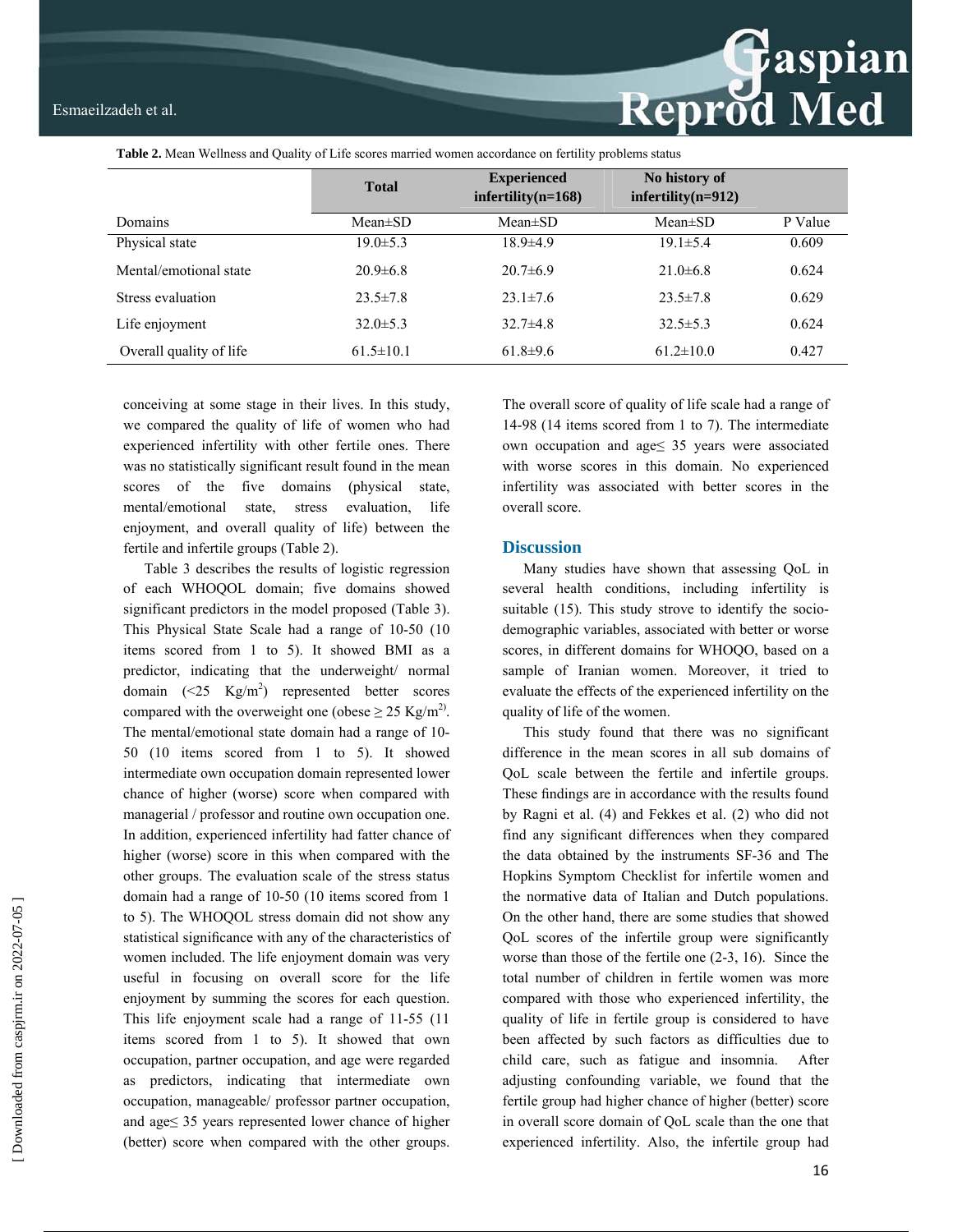**Table 2.** Mean Wellness and Quality of Life scores married women accordance on fertility problems status

| | Total | Experienced infertility(n=168) | No history of infertility(n=912) | |
|---|---|---|---|---|
| Domains | Mean±SD | Mean±SD | Mean±SD | P Value |
| Physical state | 19.0±5.3 | 18.9±4.9 | 19.1±5.4 | 0.609 |
| Mental/emotional state | 20.9±6.8 | 20.7±6.9 | 21.0±6.8 | 0.624 |
| Stress evaluation | 23.5±7.8 | 23.1±7.6 | 23.5±7.8 | 0.629 |
| Life enjoyment | 32.0±5.3 | 32.7±4.8 | 32.5±5.3 | 0.624 |
| Overall quality of life | 61.5±10.1 | 61.8±9.6 | 61.2±10.0 | 0.427 |

conceiving at some stage in their lives. In this study, we compared the quality of life of women who had experienced infertility with other fertile ones. There was no statistically significant result found in the mean scores of the five domains (physical state, mental/emotional state, stress evaluation, life enjoyment, and overall quality of life) between the fertile and infertile groups (Table 2).

Table 3 describes the results of logistic regression of each WHOQOL domain; five domains showed significant predictors in the model proposed (Table 3). This Physical State Scale had a range of 10-50 (10 items scored from 1 to 5). It showed BMI as a predictor, indicating that the underweight/ normal domain (<25 Kg/m$^2$) represented better scores compared with the overweight one (obese ≥ 25 Kg/m$^2$). The mental/emotional state domain had a range of 10-50 (10 items scored from 1 to 5). It showed intermediate own occupation domain represented lower chance of higher (worse) score when compared with managerial / professor and routine own occupation one. In addition, experienced infertility had fatter chance of higher (worse) score in this when compared with the other groups. The evaluation scale of the stress status domain had a range of 10-50 (10 items scored from 1 to 5). The WHOQOL stress domain did not show any statistical significance with any of the characteristics of women included. The life enjoyment domain was very useful in focusing on overall score for the life enjoyment by summing the scores for each question. This life enjoyment scale had a range of 11-55 (11 items scored from 1 to 5). It showed that own occupation, partner occupation, and age were regarded as predictors, indicating that intermediate own occupation, manageable/ professor partner occupation, and age≤ 35 years represented lower chance of higher (better) score when compared with the other groups. The overall score of quality of life scale had a range of 14-98 (14 items scored from 1 to 7). The intermediate own occupation and age≤ 35 years were associated with worse scores in this domain. No experienced infertility was associated with better scores in the overall score.

## Discussion

Many studies have shown that assessing QoL in several health conditions, including infertility is suitable (15). This study strove to identify the socio-demographic variables, associated with better or worse scores, in different domains for WHOQO, based on a sample of Iranian women. Moreover, it tried to evaluate the effects of the experienced infertility on the quality of life of the women.

This study found that there was no significant difference in the mean scores in all sub domains of QoL scale between the fertile and infertile groups. These findings are in accordance with the results found by Ragni et al. (4) and Fekkes et al. (2) who did not find any significant differences when they compared the data obtained by the instruments SF-36 and The Hopkins Symptom Checklist for infertile women and the normative data of Italian and Dutch populations. On the other hand, there are some studies that showed QoL scores of the infertile group were significantly worse than those of the fertile one (2-3, 16). Since the total number of children in fertile women was more compared with those who experienced infertility, the quality of life in fertile group is considered to have been affected by such factors as difficulties due to child care, such as fatigue and insomnia. After adjusting confounding variable, we found that the fertile group had higher chance of higher (better) score in overall score domain of QoL scale than the one that experienced infertility. Also, the infertile group had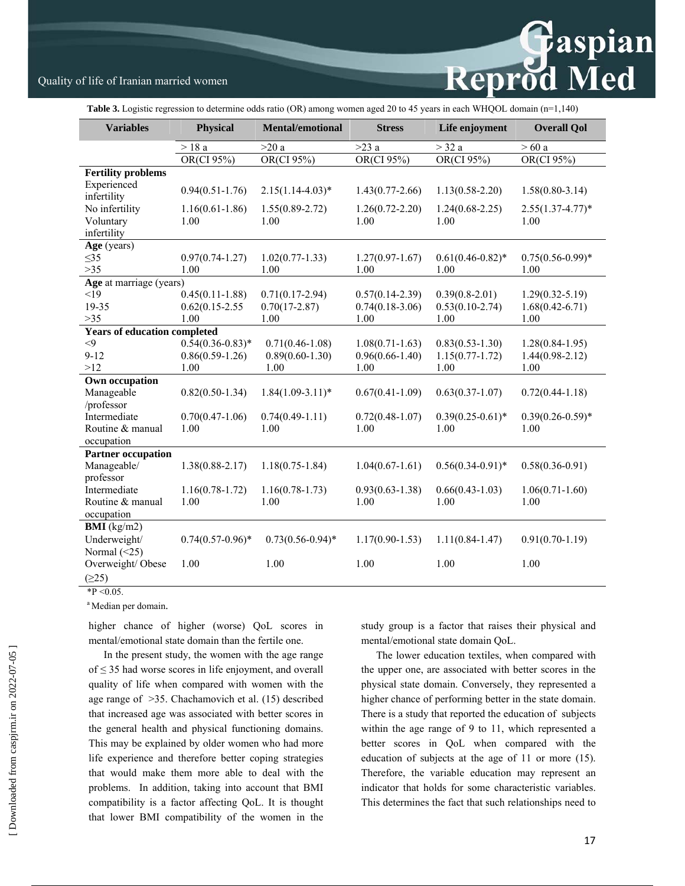**Table 3.** Logistic regression to determine odds ratio (OR) among women aged 20 to 45 years in each WHQOL domain (n=1,140)

| Variables | Physical | Mental/emotional | Stress | Life enjoyment | Overall Qol |
|---|---|---|---|---|---|
| | > 18 a | >20 a | >23 a | > 32 a | > 60 a |
| | OR(CI 95%) | OR(CI 95%) | OR(CI 95%) | OR(CI 95%) | OR(CI 95%) |
| **Fertility problems** | | | | | |
| Experienced infertility | 0.94(0.51-1.76) | 2.15(1.14-4.03)* | 1.43(0.77-2.66) | 1.13(0.58-2.20) | 1.58(0.80-3.14) |
| No infertility | 1.16(0.61-1.86) | 1.55(0.89-2.72) | 1.26(0.72-2.20) | 1.24(0.68-2.25) | 2.55(1.37-4.77)* |
| Voluntary infertility | 1.00 | 1.00 | 1.00 | 1.00 | 1.00 |
| **Age** (years) | | | | | |
| ≤35 | 0.97(0.74-1.27) | 1.02(0.77-1.33) | 1.27(0.97-1.67) | 0.61(0.46-0.82)* | 0.75(0.56-0.99)* |
| >35 | 1.00 | 1.00 | 1.00 | 1.00 | 1.00 |
| **Age** at marriage (years) | | | | | |
| <19 | 0.45(0.11-1.88) | 0.71(0.17-2.94) | 0.57(0.14-2.39) | 0.39(0.8-2.01) | 1.29(0.32-5.19) |
| 19-35 | 0.62(0.15-2.55 | 0.70(17-2.87) | 0.74(0.18-3.06) | 0.53(0.10-2.74) | 1.68(0.42-6.71) |
| >35 | 1.00 | 1.00 | 1.00 | 1.00 | 1.00 |
| **Years of education completed** | | | | | |
| <9 | 0.54(0.36-0.83)* | 0.71(0.46-1.08) | 1.08(0.71-1.63) | 0.83(0.53-1.30) | 1.28(0.84-1.95) |
| 9-12 | 0.86(0.59-1.26) | 0.89(0.60-1.30) | 0.96(0.66-1.40) | 1.15(0.77-1.72) | 1.44(0.98-2.12) |
| >12 | 1.00 | 1.00 | 1.00 | 1.00 | 1.00 |
| **Own occupation** | | | | | |
| Manageable /professor | 0.82(0.50-1.34) | 1.84(1.09-3.11)* | 0.67(0.41-1.09) | 0.63(0.37-1.07) | 0.72(0.44-1.18) |
| Intermediate | 0.70(0.47-1.06) | 0.74(0.49-1.11) | 0.72(0.48-1.07) | 0.39(0.25-0.61)* | 0.39(0.26-0.59)* |
| Routine & manual occupation | 1.00 | 1.00 | 1.00 | 1.00 | 1.00 |
| **Partner occupation** | | | | | |
| Manageable/ professor | 1.38(0.88-2.17) | 1.18(0.75-1.84) | 1.04(0.67-1.61) | 0.56(0.34-0.91)* | 0.58(0.36-0.91) |
| Intermediate | 1.16(0.78-1.72) | 1.16(0.78-1.73) | 0.93(0.63-1.38) | 0.66(0.43-1.03) | 1.06(0.71-1.60) |
| Routine & manual occupation | 1.00 | 1.00 | 1.00 | 1.00 | 1.00 |
| **BMI** (kg/m2) | | | | | |
| Underweight/ Normal (<25) | 0.74(0.57-0.96)* | 0.73(0.56-0.94)* | 1.17(0.90-1.53) | 1.11(0.84-1.47) | 0.91(0.70-1.19) |
| Overweight/ Obese (≥25) | 1.00 | 1.00 | 1.00 | 1.00 | 1.00 |

*P <0.05.

[a] Median per domain.

higher chance of higher (worse) QoL scores in mental/emotional state domain than the fertile one.

In the present study, the women with the age range of ≤ 35 had worse scores in life enjoyment, and overall quality of life when compared with women with the age range of >35. Chachamovich et al. (15) described that increased age was associated with better scores in the general health and physical functioning domains. This may be explained by older women who had more life experience and therefore better coping strategies that would make them more able to deal with the problems. In addition, taking into account that BMI compatibility is a factor affecting QoL. It is thought that lower BMI compatibility of the women in the study group is a factor that raises their physical and mental/emotional state domain QoL.

The lower education textiles, when compared with the upper one, are associated with better scores in the physical state domain. Conversely, they represented a higher chance of performing better in the state domain. There is a study that reported the education of subjects within the age range of 9 to 11, which represented a better scores in QoL when compared with the education of subjects at the age of 11 or more (15). Therefore, the variable education may represent an indicator that holds for some characteristic variables. This determines the fact that such relationships need to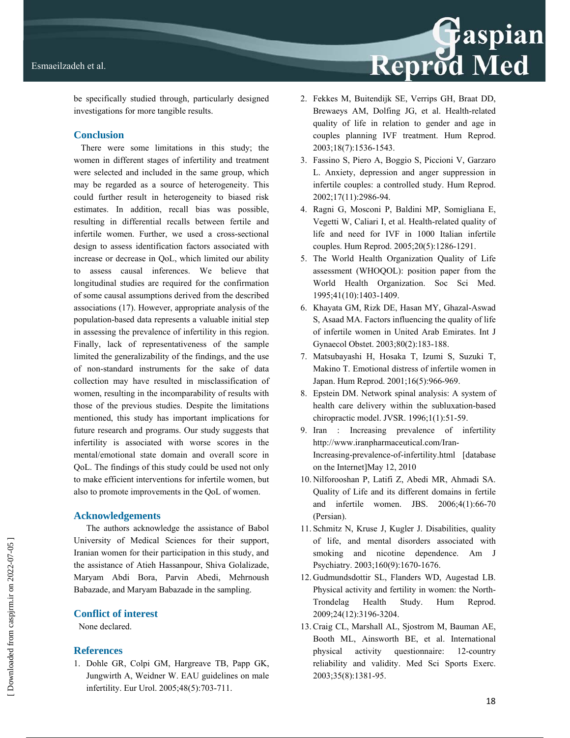be specifically studied through, particularly designed investigations for more tangible results.

## Conclusion

There were some limitations in this study; the women in different stages of infertility and treatment were selected and included in the same group, which may be regarded as a source of heterogeneity. This could further result in heterogeneity to biased risk estimates. In addition, recall bias was possible, resulting in differential recalls between fertile and infertile women. Further, we used a cross-sectional design to assess identification factors associated with increase or decrease in QoL, which limited our ability to assess causal inferences. We believe that longitudinal studies are required for the confirmation of some causal assumptions derived from the described associations (17). However, appropriate analysis of the population-based data represents a valuable initial step in assessing the prevalence of infertility in this region. Finally, lack of representativeness of the sample limited the generalizability of the findings, and the use of non-standard instruments for the sake of data collection may have resulted in misclassification of women, resulting in the incomparability of results with those of the previous studies. Despite the limitations mentioned, this study has important implications for future research and programs. Our study suggests that infertility is associated with worse scores in the mental/emotional state domain and overall score in QoL. The findings of this study could be used not only to make efficient interventions for infertile women, but also to promote improvements in the QoL of women.

## Acknowledgements

The authors acknowledge the assistance of Babol University of Medical Sciences for their support, Iranian women for their participation in this study, and the assistance of Atieh Hassanpour, Shiva Golalizade, Maryam Abdi Bora, Parvin Abedi, Mehrnoush Babazade, and Maryam Babazade in the sampling.

## Conflict of interest

None declared.

## References

1. Dohle GR, Colpi GM, Hargreave TB, Papp GK, Jungwirth A, Weidner W. EAU guidelines on male infertility. Eur Urol. 2005;48(5):703-711.
2. Fekkes M, Buitendijk SE, Verrips GH, Braat DD, Brewaeys AM, Dolfing JG, et al. Health-related quality of life in relation to gender and age in couples planning IVF treatment. Hum Reprod. 2003;18(7):1536-1543.
3. Fassino S, Piero A, Boggio S, Piccioni V, Garzaro L. Anxiety, depression and anger suppression in infertile couples: a controlled study. Hum Reprod. 2002;17(11):2986-94.
4. Ragni G, Mosconi P, Baldini MP, Somigliana E, Vegetti W, Caliari I, et al. Health-related quality of life and need for IVF in 1000 Italian infertile couples. Hum Reprod. 2005;20(5):1286-1291.
5. The World Health Organization Quality of Life assessment (WHOQOL): position paper from the World Health Organization. Soc Sci Med. 1995;41(10):1403-1409.
6. Khayata GM, Rizk DE, Hasan MY, Ghazal-Aswad S, Asaad MA. Factors influencing the quality of life of infertile women in United Arab Emirates. Int J Gynaecol Obstet. 2003;80(2):183-188.
7. Matsubayashi H, Hosaka T, Izumi S, Suzuki T, Makino T. Emotional distress of infertile women in Japan. Hum Reprod. 2001;16(5):966-969.
8. Epstein DM. Network spinal analysis: A system of health care delivery within the subluxation-based chiropractic model. JVSR. 1996;1(1):51-59.
9. Iran : Increasing prevalence of infertility http://www.iranpharmaceutical.com/Iran-Increasing-prevalence-of-infertility.html [database on the Internet]May 12, 2010
10. Nilforooshan P, Latifi Z, Abedi MR, Ahmadi SA. Quality of Life and its different domains in fertile and infertile women. JBS. 2006;4(1):66-70 (Persian).
11. Schmitz N, Kruse J, Kugler J. Disabilities, quality of life, and mental disorders associated with smoking and nicotine dependence. Am J Psychiatry. 2003;160(9):1670-1676.
12. Gudmundsdottir SL, Flanders WD, Augestad LB. Physical activity and fertility in women: the North-Trondelag Health Study. Hum Reprod. 2009;24(12):3196-3204.
13. Craig CL, Marshall AL, Sjostrom M, Bauman AE, Booth ML, Ainsworth BE, et al. International physical activity questionnaire: 12-country reliability and validity. Med Sci Sports Exerc. 2003;35(8):1381-95.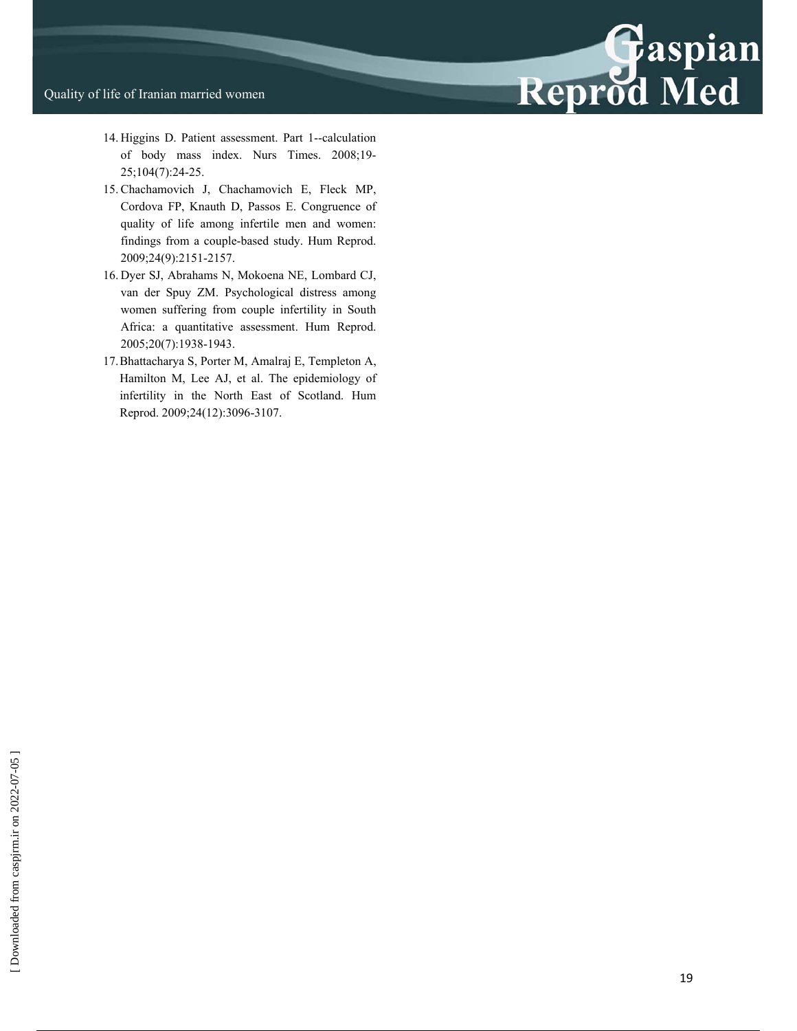14. Higgins D. Patient assessment. Part 1--calculation of body mass index. Nurs Times. 2008;19-25;104(7):24-25.
15. Chachamovich J, Chachamovich E, Fleck MP, Cordova FP, Knauth D, Passos E. Congruence of quality of life among infertile men and women: findings from a couple-based study. Hum Reprod. 2009;24(9):2151-2157.
16. Dyer SJ, Abrahams N, Mokoena NE, Lombard CJ, van der Spuy ZM. Psychological distress among women suffering from couple infertility in South Africa: a quantitative assessment. Hum Reprod. 2005;20(7):1938-1943.
17. Bhattacharya S, Porter M, Amalraj E, Templeton A, Hamilton M, Lee AJ, et al. The epidemiology of infertility in the North East of Scotland. Hum Reprod. 2009;24(12):3096-3107.